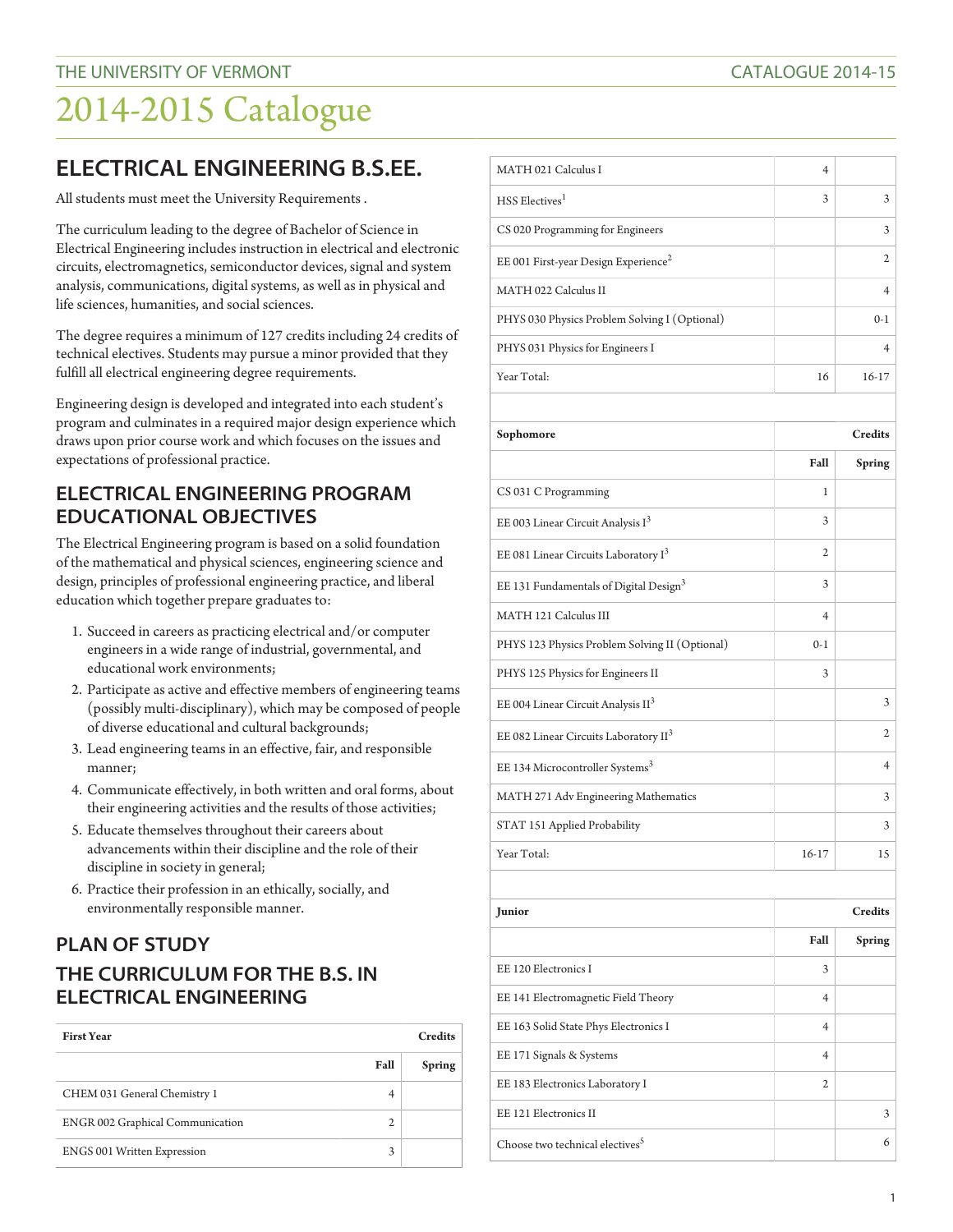# 2014-2015 Catalogue

## ELECTRICAL ENGINEERING B.S.EE.

All students must meet the University Requirements .

The curriculum leading to the degree of Bachelor of Science in Electrical Engineering includes instruction in electrical and electronic circuits, electromagnetics, semiconductor devices, signal and system analysis, communications, digital systems, as well as in physical and life sciences, humanities, and social sciences.

The degree requires a minimum of 127 credits including 24 credits of technical electives. Students may pursue a minor provided that they fulfill all electrical engineering degree requirements.

Engineering design is developed and integrated into each student's program and culminates in a required major design experience which draws upon prior course work and which focuses on the issues and expectations of professional practice.

### ELECTRICAL ENGINEERING PROGRAM EDUCATIONAL OBJECTIVES

The Electrical Engineering program is based on a solid foundation of the mathematical and physical sciences, engineering science and design, principles of professional engineering practice, and liberal education which together prepare graduates to:

1. Succeed in careers as practicing electrical and/or computer engineers in a wide range of industrial, governmental, and educational work environments;
2. Participate as active and effective members of engineering teams (possibly multi-disciplinary), which may be composed of people of diverse educational and cultural backgrounds;
3. Lead engineering teams in an effective, fair, and responsible manner;
4. Communicate effectively, in both written and oral forms, about their engineering activities and the results of those activities;
5. Educate themselves throughout their careers about advancements within their discipline and the role of their discipline in society in general;
6. Practice their profession in an ethically, socially, and environmentally responsible manner.

### PLAN OF STUDY

### THE CURRICULUM FOR THE B.S. IN ELECTRICAL ENGINEERING

| First Year | Credits | |
|---|---|---|
| | Fall | Spring |
| CHEM 031 General Chemistry 1 | 4 | |
| ENGR 002 Graphical Communication | 2 | |
| ENGS 001 Written Expression | 3 | |
| MATH 021 Calculus I | 4 | |
| HSS Electives[1] | 3 | 3 |
| CS 020 Programming for Engineers | | 3 |
| EE 001 First-year Design Experience[2] | | 2 |
| MATH 022 Calculus II | | 4 |
| PHYS 030 Physics Problem Solving I (Optional) | | 0-1 |
| PHYS 031 Physics for Engineers I | | 4 |
| Year Total: | 16 | 16-17 |

| Sophomore | Credits | |
|---|---|---|
| | Fall | Spring |
| CS 031 C Programming | 1 | |
| EE 003 Linear Circuit Analysis I[3] | 3 | |
| EE 081 Linear Circuits Laboratory I[3] | 2 | |
| EE 131 Fundamentals of Digital Design[3] | 3 | |
| MATH 121 Calculus III | 4 | |
| PHYS 123 Physics Problem Solving II (Optional) | 0-1 | |
| PHYS 125 Physics for Engineers II | 3 | |
| EE 004 Linear Circuit Analysis II[3] | | 3 |
| EE 082 Linear Circuits Laboratory II[3] | | 2 |
| EE 134 Microcontroller Systems[3] | | 4 |
| MATH 271 Adv Engineering Mathematics | | 3 |
| STAT 151 Applied Probability | | 3 |
| Year Total: | 16-17 | 15 |

| Junior | Credits | |
|---|---|---|
| | Fall | Spring |
| EE 120 Electronics I | 3 | |
| EE 141 Electromagnetic Field Theory | 4 | |
| EE 163 Solid State Phys Electronics I | 4 | |
| EE 171 Signals & Systems | 4 | |
| EE 183 Electronics Laboratory I | 2 | |
| EE 121 Electronics II | | 3 |
| Choose two technical electives[5] | | 6 |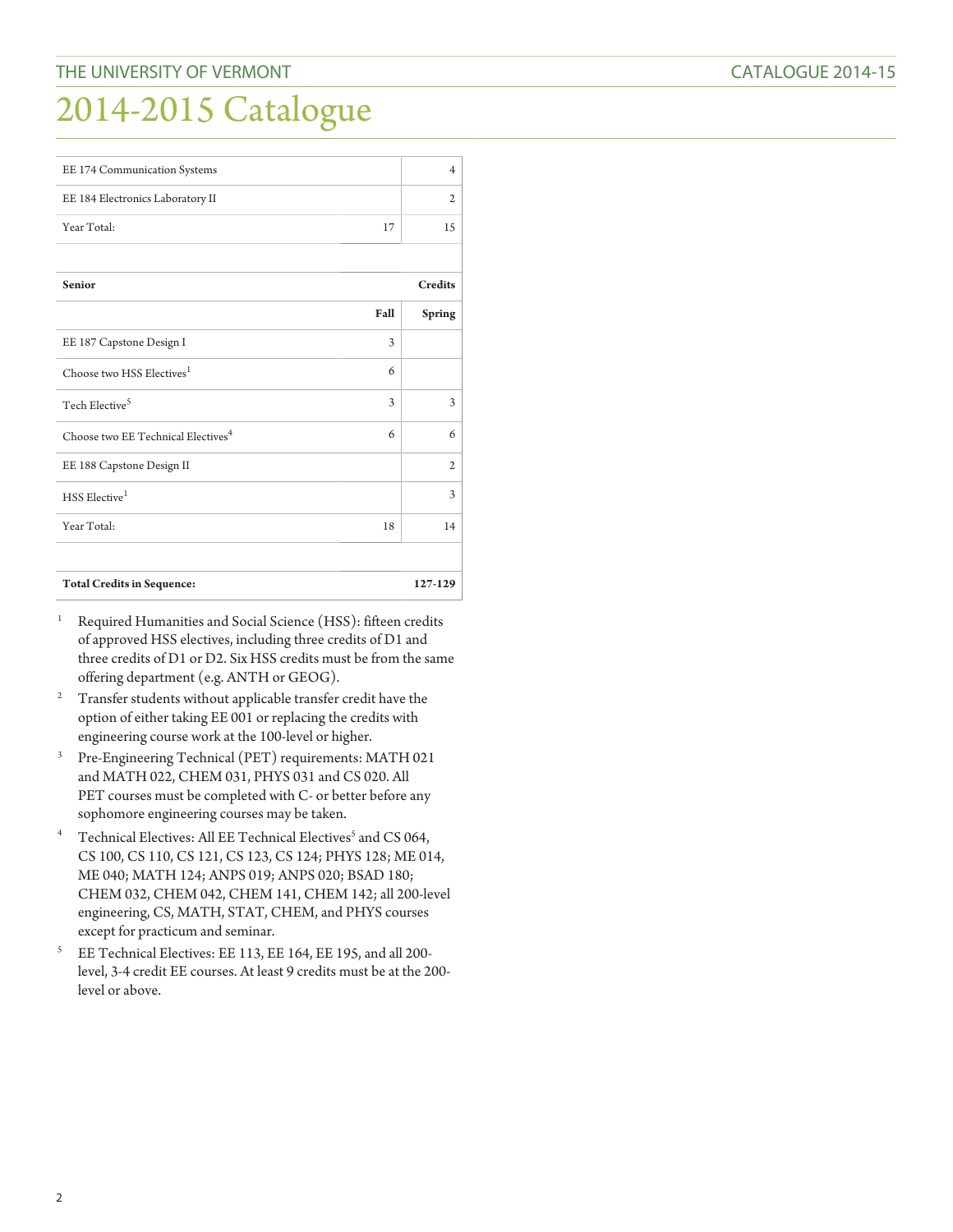| | | |
|---|---|---|
| EE 174 Communication Systems | | 4 |
| EE 184 Electronics Laboratory II | | 2 |
| Year Total: | 17 | 15 |
| | | |
| **Senior** | | **Credits** |
| | **Fall** | **Spring** |
| EE 187 Capstone Design I | 3 | |
| Choose two HSS Electives[1] | 6 | |
| Tech Elective[5] | 3 | 3 |
| Choose two EE Technical Electives[4] | 6 | 6 |
| EE 188 Capstone Design II | | 2 |
| HSS Elective[1] | | 3 |
| Year Total: | 18 | 14 |
| | | |
| **Total Credits in Sequence:** | | **127-129** |

1. Required Humanities and Social Science (HSS): fifteen credits of approved HSS electives, including three credits of D1 and three credits of D1 or D2. Six HSS credits must be from the same offering department (e.g. ANTH or GEOG).
2. Transfer students without applicable transfer credit have the option of either taking EE 001 or replacing the credits with engineering course work at the 100-level or higher.
3. Pre-Engineering Technical (PET) requirements: MATH 021 and MATH 022, CHEM 031, PHYS 031 and CS 020. All PET courses must be completed with C- or better before any sophomore engineering courses may be taken.
4. Technical Electives: All EE Technical Electives[5] and CS 064, CS 100, CS 110, CS 121, CS 123, CS 124; PHYS 128; ME 014, ME 040; MATH 124; ANPS 019; ANPS 020; BSAD 180; CHEM 032, CHEM 042, CHEM 141, CHEM 142; all 200-level engineering, CS, MATH, STAT, CHEM, and PHYS courses except for practicum and seminar.
5. EE Technical Electives: EE 113, EE 164, EE 195, and all 200-level, 3-4 credit EE courses. At least 9 credits must be at the 200-level or above.